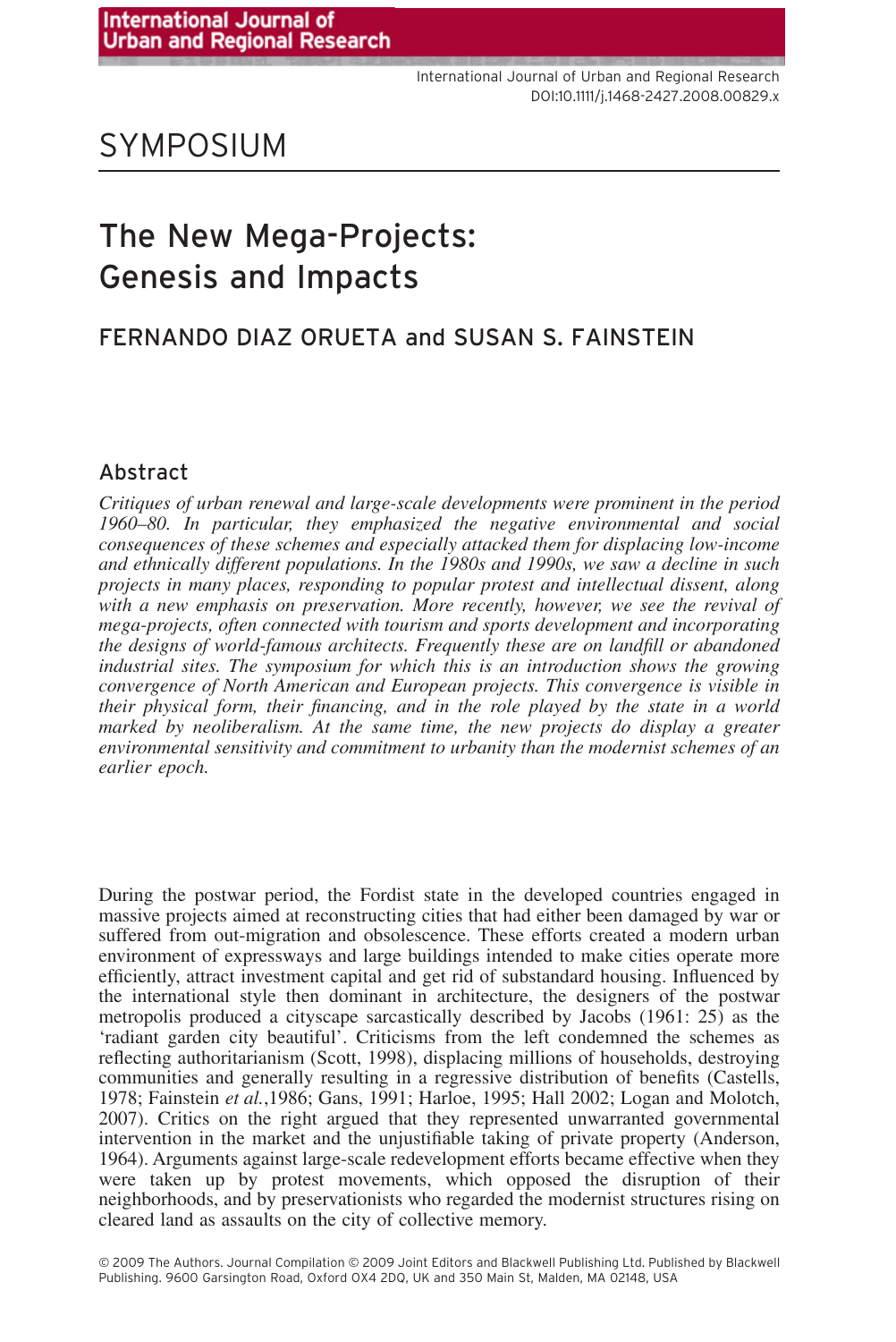SYMPOSIUM

# The New Mega-Projects: Genesis and Impacts

FERNANDO DIAZ ORUETA and SUSAN S. FAINSTEIN

## Abstract

*Critiques of urban renewal and large-scale developments were prominent in the period 1960–80. In particular, they emphasized the negative environmental and social consequences of these schemes and especially attacked them for displacing low-income and ethnically different populations. In the 1980s and 1990s, we saw a decline in such projects in many places, responding to popular protest and intellectual dissent, along with a new emphasis on preservation. More recently, however, we see the revival of mega-projects, often connected with tourism and sports development and incorporating the designs of world-famous architects. Frequently these are on landfill or abandoned industrial sites. The symposium for which this is an introduction shows the growing convergence of North American and European projects. This convergence is visible in their physical form, their financing, and in the role played by the state in a world marked by neoliberalism. At the same time, the new projects do display a greater environmental sensitivity and commitment to urbanity than the modernist schemes of an earlier epoch.*

During the postwar period, the Fordist state in the developed countries engaged in massive projects aimed at reconstructing cities that had either been damaged by war or suffered from out-migration and obsolescence. These efforts created a modern urban environment of expressways and large buildings intended to make cities operate more efficiently, attract investment capital and get rid of substandard housing. Influenced by the international style then dominant in architecture, the designers of the postwar metropolis produced a cityscape sarcastically described by Jacobs (1961: 25) as the 'radiant garden city beautiful'. Criticisms from the left condemned the schemes as reflecting authoritarianism (Scott, 1998), displacing millions of households, destroying communities and generally resulting in a regressive distribution of benefits (Castells, 1978; Fainstein *et al.*,1986; Gans, 1991; Harloe, 1995; Hall 2002; Logan and Molotch, 2007). Critics on the right argued that they represented unwarranted governmental intervention in the market and the unjustifiable taking of private property (Anderson, 1964). Arguments against large-scale redevelopment efforts became effective when they were taken up by protest movements, which opposed the disruption of their neighborhoods, and by preservationists who regarded the modernist structures rising on cleared land as assaults on the city of collective memory.

© 2009 The Authors. Journal Compilation © 2009 Joint Editors and Blackwell Publishing Ltd. Published by Blackwell Publishing. 9600 Garsington Road, Oxford OX4 2DQ, UK and 350 Main St, Malden, MA 02148, USA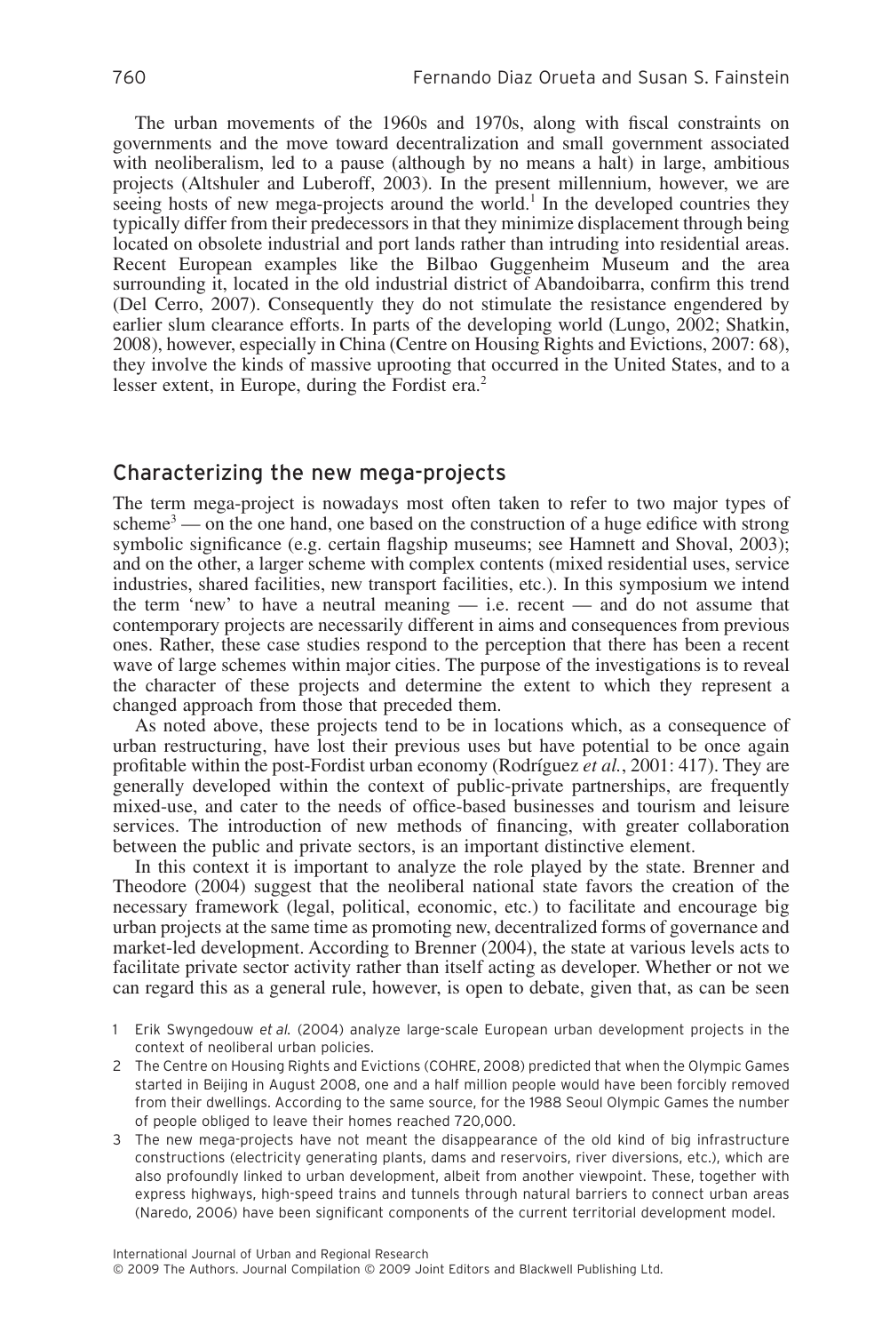The urban movements of the 1960s and 1970s, along with fiscal constraints on governments and the move toward decentralization and small government associated with neoliberalism, led to a pause (although by no means a halt) in large, ambitious projects (Altshuler and Luberoff, 2003). In the present millennium, however, we are seeing hosts of new mega-projects around the world.[1] In the developed countries they typically differ from their predecessors in that they minimize displacement through being located on obsolete industrial and port lands rather than intruding into residential areas. Recent European examples like the Bilbao Guggenheim Museum and the area surrounding it, located in the old industrial district of Abandoibarra, confirm this trend (Del Cerro, 2007). Consequently they do not stimulate the resistance engendered by earlier slum clearance efforts. In parts of the developing world (Lungo, 2002; Shatkin, 2008), however, especially in China (Centre on Housing Rights and Evictions, 2007: 68), they involve the kinds of massive uprooting that occurred in the United States, and to a lesser extent, in Europe, during the Fordist era.[2]

## Characterizing the new mega-projects

The term mega-project is nowadays most often taken to refer to two major types of scheme[3] — on the one hand, one based on the construction of a huge edifice with strong symbolic significance (e.g. certain flagship museums; see Hamnett and Shoval, 2003); and on the other, a larger scheme with complex contents (mixed residential uses, service industries, shared facilities, new transport facilities, etc.). In this symposium we intend the term 'new' to have a neutral meaning — i.e. recent — and do not assume that contemporary projects are necessarily different in aims and consequences from previous ones. Rather, these case studies respond to the perception that there has been a recent wave of large schemes within major cities. The purpose of the investigations is to reveal the character of these projects and determine the extent to which they represent a changed approach from those that preceded them.

As noted above, these projects tend to be in locations which, as a consequence of urban restructuring, have lost their previous uses but have potential to be once again profitable within the post-Fordist urban economy (Rodríguez *et al.*, 2001: 417). They are generally developed within the context of public-private partnerships, are frequently mixed-use, and cater to the needs of office-based businesses and tourism and leisure services. The introduction of new methods of financing, with greater collaboration between the public and private sectors, is an important distinctive element.

In this context it is important to analyze the role played by the state. Brenner and Theodore (2004) suggest that the neoliberal national state favors the creation of the necessary framework (legal, political, economic, etc.) to facilitate and encourage big urban projects at the same time as promoting new, decentralized forms of governance and market-led development. According to Brenner (2004), the state at various levels acts to facilitate private sector activity rather than itself acting as developer. Whether or not we can regard this as a general rule, however, is open to debate, given that, as can be seen

1 Erik Swyngedouw *et al.* (2004) analyze large-scale European urban development projects in the context of neoliberal urban policies.

2 The Centre on Housing Rights and Evictions (COHRE, 2008) predicted that when the Olympic Games started in Beijing in August 2008, one and a half million people would have been forcibly removed from their dwellings. According to the same source, for the 1988 Seoul Olympic Games the number of people obliged to leave their homes reached 720,000.

3 The new mega-projects have not meant the disappearance of the old kind of big infrastructure constructions (electricity generating plants, dams and reservoirs, river diversions, etc.), which are also profoundly linked to urban development, albeit from another viewpoint. These, together with express highways, high-speed trains and tunnels through natural barriers to connect urban areas (Naredo, 2006) have been significant components of the current territorial development model.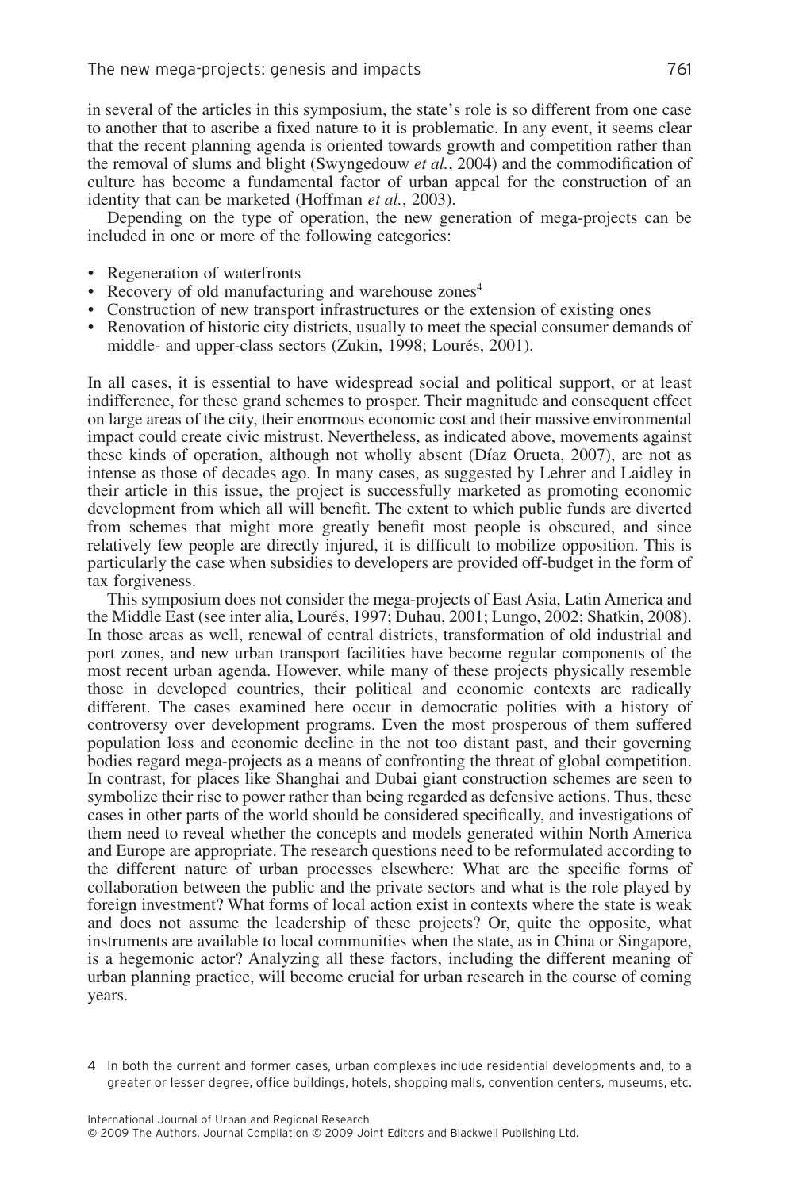in several of the articles in this symposium, the state's role is so different from one case to another that to ascribe a fixed nature to it is problematic. In any event, it seems clear that the recent planning agenda is oriented towards growth and competition rather than the removal of slums and blight (Swyngedouw *et al.*, 2004) and the commodification of culture has become a fundamental factor of urban appeal for the construction of an identity that can be marketed (Hoffman *et al.*, 2003).

Depending on the type of operation, the new generation of mega-projects can be included in one or more of the following categories:

- Regeneration of waterfronts
- Recovery of old manufacturing and warehouse zones[4]
- Construction of new transport infrastructures or the extension of existing ones
- Renovation of historic city districts, usually to meet the special consumer demands of middle- and upper-class sectors (Zukin, 1998; Lourés, 2001).

In all cases, it is essential to have widespread social and political support, or at least indifference, for these grand schemes to prosper. Their magnitude and consequent effect on large areas of the city, their enormous economic cost and their massive environmental impact could create civic mistrust. Nevertheless, as indicated above, movements against these kinds of operation, although not wholly absent (Díaz Orueta, 2007), are not as intense as those of decades ago. In many cases, as suggested by Lehrer and Laidley in their article in this issue, the project is successfully marketed as promoting economic development from which all will benefit. The extent to which public funds are diverted from schemes that might more greatly benefit most people is obscured, and since relatively few people are directly injured, it is difficult to mobilize opposition. This is particularly the case when subsidies to developers are provided off-budget in the form of tax forgiveness.

This symposium does not consider the mega-projects of East Asia, Latin America and the Middle East (see inter alia, Lourés, 1997; Duhau, 2001; Lungo, 2002; Shatkin, 2008). In those areas as well, renewal of central districts, transformation of old industrial and port zones, and new urban transport facilities have become regular components of the most recent urban agenda. However, while many of these projects physically resemble those in developed countries, their political and economic contexts are radically different. The cases examined here occur in democratic polities with a history of controversy over development programs. Even the most prosperous of them suffered population loss and economic decline in the not too distant past, and their governing bodies regard mega-projects as a means of confronting the threat of global competition. In contrast, for places like Shanghai and Dubai giant construction schemes are seen to symbolize their rise to power rather than being regarded as defensive actions. Thus, these cases in other parts of the world should be considered specifically, and investigations of them need to reveal whether the concepts and models generated within North America and Europe are appropriate. The research questions need to be reformulated according to the different nature of urban processes elsewhere: What are the specific forms of collaboration between the public and the private sectors and what is the role played by foreign investment? What forms of local action exist in contexts where the state is weak and does not assume the leadership of these projects? Or, quite the opposite, what instruments are available to local communities when the state, as in China or Singapore, is a hegemonic actor? Analyzing all these factors, including the different meaning of urban planning practice, will become crucial for urban research in the course of coming years.

4 In both the current and former cases, urban complexes include residential developments and, to a greater or lesser degree, office buildings, hotels, shopping malls, convention centers, museums, etc.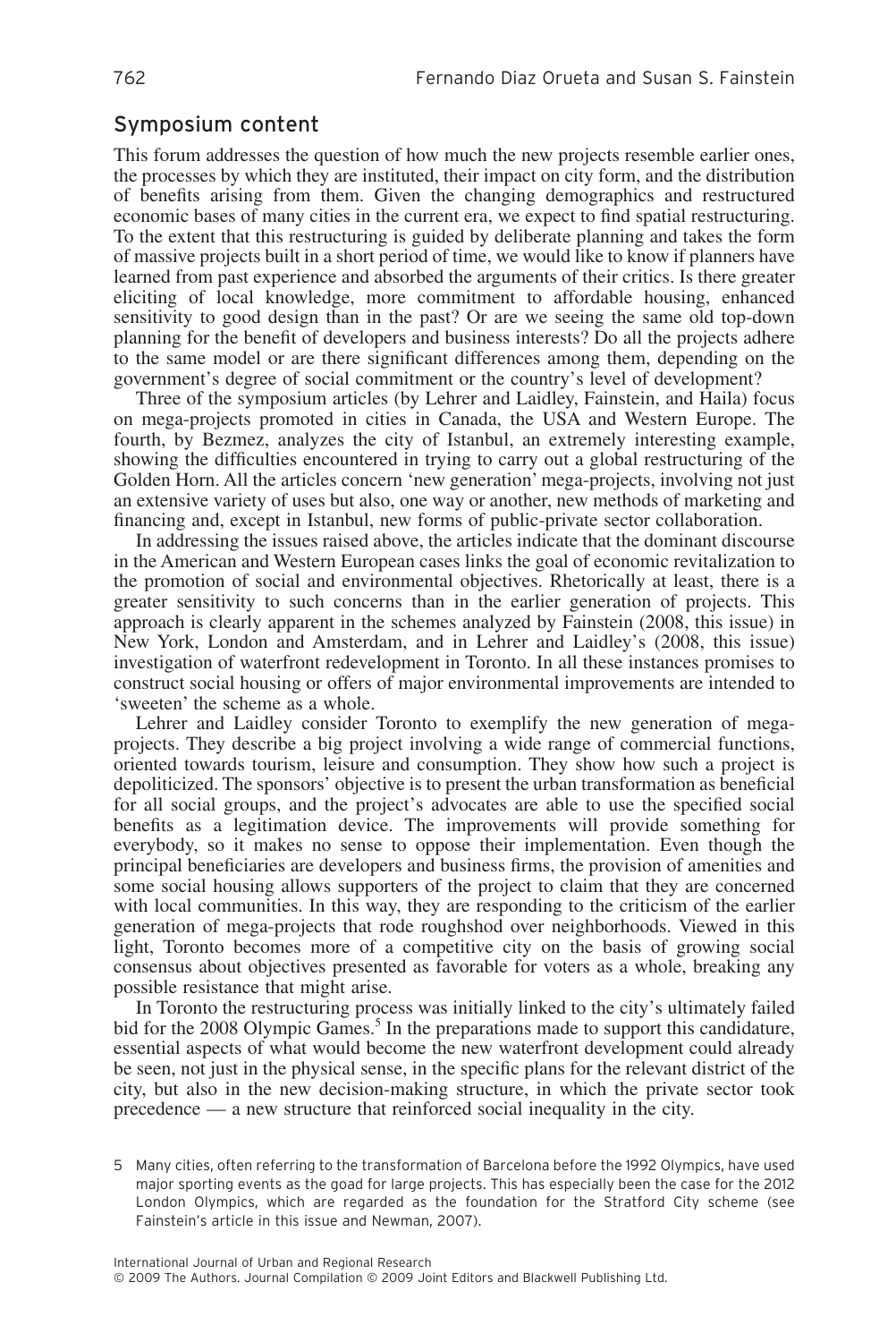## Symposium content

This forum addresses the question of how much the new projects resemble earlier ones, the processes by which they are instituted, their impact on city form, and the distribution of benefits arising from them. Given the changing demographics and restructured economic bases of many cities in the current era, we expect to find spatial restructuring. To the extent that this restructuring is guided by deliberate planning and takes the form of massive projects built in a short period of time, we would like to know if planners have learned from past experience and absorbed the arguments of their critics. Is there greater eliciting of local knowledge, more commitment to affordable housing, enhanced sensitivity to good design than in the past? Or are we seeing the same old top-down planning for the benefit of developers and business interests? Do all the projects adhere to the same model or are there significant differences among them, depending on the government's degree of social commitment or the country's level of development?

Three of the symposium articles (by Lehrer and Laidley, Fainstein, and Haila) focus on mega-projects promoted in cities in Canada, the USA and Western Europe. The fourth, by Bezmez, analyzes the city of Istanbul, an extremely interesting example, showing the difficulties encountered in trying to carry out a global restructuring of the Golden Horn. All the articles concern 'new generation' mega-projects, involving not just an extensive variety of uses but also, one way or another, new methods of marketing and financing and, except in Istanbul, new forms of public-private sector collaboration.

In addressing the issues raised above, the articles indicate that the dominant discourse in the American and Western European cases links the goal of economic revitalization to the promotion of social and environmental objectives. Rhetorically at least, there is a greater sensitivity to such concerns than in the earlier generation of projects. This approach is clearly apparent in the schemes analyzed by Fainstein (2008, this issue) in New York, London and Amsterdam, and in Lehrer and Laidley's (2008, this issue) investigation of waterfront redevelopment in Toronto. In all these instances promises to construct social housing or offers of major environmental improvements are intended to 'sweeten' the scheme as a whole.

Lehrer and Laidley consider Toronto to exemplify the new generation of mega-projects. They describe a big project involving a wide range of commercial functions, oriented towards tourism, leisure and consumption. They show how such a project is depoliticized. The sponsors' objective is to present the urban transformation as beneficial for all social groups, and the project's advocates are able to use the specified social benefits as a legitimation device. The improvements will provide something for everybody, so it makes no sense to oppose their implementation. Even though the principal beneficiaries are developers and business firms, the provision of amenities and some social housing allows supporters of the project to claim that they are concerned with local communities. In this way, they are responding to the criticism of the earlier generation of mega-projects that rode roughshod over neighborhoods. Viewed in this light, Toronto becomes more of a competitive city on the basis of growing social consensus about objectives presented as favorable for voters as a whole, breaking any possible resistance that might arise.

In Toronto the restructuring process was initially linked to the city's ultimately failed bid for the 2008 Olympic Games.[5] In the preparations made to support this candidature, essential aspects of what would become the new waterfront development could already be seen, not just in the physical sense, in the specific plans for the relevant district of the city, but also in the new decision-making structure, in which the private sector took precedence — a new structure that reinforced social inequality in the city.

5 Many cities, often referring to the transformation of Barcelona before the 1992 Olympics, have used major sporting events as the goad for large projects. This has especially been the case for the 2012 London Olympics, which are regarded as the foundation for the Stratford City scheme (see Fainstein's article in this issue and Newman, 2007).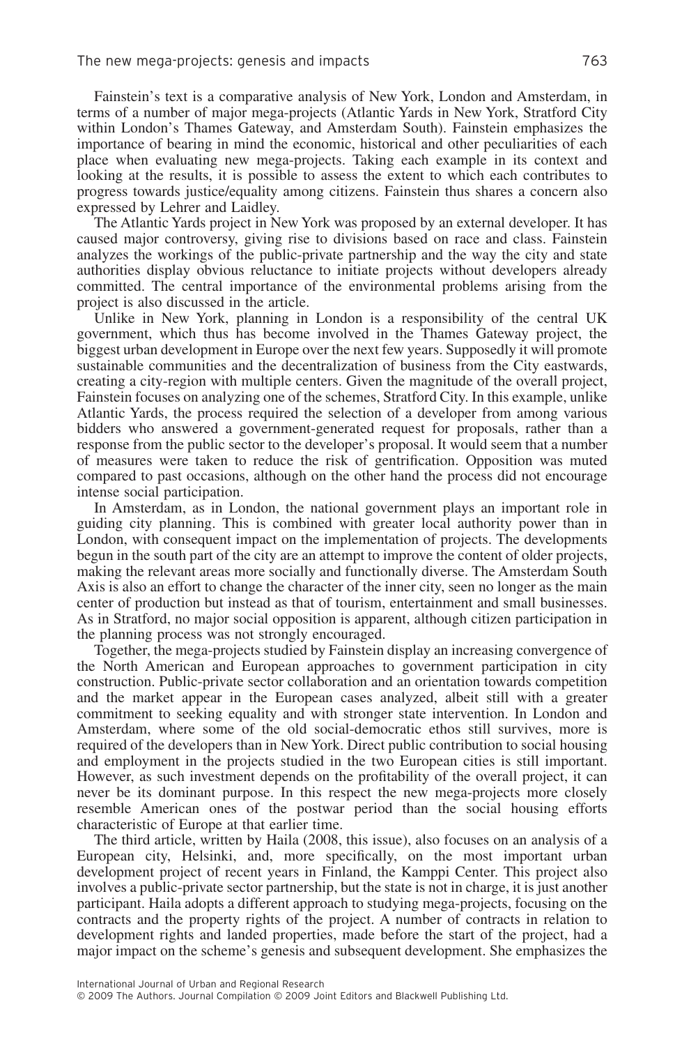Fainstein's text is a comparative analysis of New York, London and Amsterdam, in terms of a number of major mega-projects (Atlantic Yards in New York, Stratford City within London's Thames Gateway, and Amsterdam South). Fainstein emphasizes the importance of bearing in mind the economic, historical and other peculiarities of each place when evaluating new mega-projects. Taking each example in its context and looking at the results, it is possible to assess the extent to which each contributes to progress towards justice/equality among citizens. Fainstein thus shares a concern also expressed by Lehrer and Laidley.

The Atlantic Yards project in New York was proposed by an external developer. It has caused major controversy, giving rise to divisions based on race and class. Fainstein analyzes the workings of the public-private partnership and the way the city and state authorities display obvious reluctance to initiate projects without developers already committed. The central importance of the environmental problems arising from the project is also discussed in the article.

Unlike in New York, planning in London is a responsibility of the central UK government, which thus has become involved in the Thames Gateway project, the biggest urban development in Europe over the next few years. Supposedly it will promote sustainable communities and the decentralization of business from the City eastwards, creating a city-region with multiple centers. Given the magnitude of the overall project, Fainstein focuses on analyzing one of the schemes, Stratford City. In this example, unlike Atlantic Yards, the process required the selection of a developer from among various bidders who answered a government-generated request for proposals, rather than a response from the public sector to the developer's proposal. It would seem that a number of measures were taken to reduce the risk of gentrification. Opposition was muted compared to past occasions, although on the other hand the process did not encourage intense social participation.

In Amsterdam, as in London, the national government plays an important role in guiding city planning. This is combined with greater local authority power than in London, with consequent impact on the implementation of projects. The developments begun in the south part of the city are an attempt to improve the content of older projects, making the relevant areas more socially and functionally diverse. The Amsterdam South Axis is also an effort to change the character of the inner city, seen no longer as the main center of production but instead as that of tourism, entertainment and small businesses. As in Stratford, no major social opposition is apparent, although citizen participation in the planning process was not strongly encouraged.

Together, the mega-projects studied by Fainstein display an increasing convergence of the North American and European approaches to government participation in city construction. Public-private sector collaboration and an orientation towards competition and the market appear in the European cases analyzed, albeit still with a greater commitment to seeking equality and with stronger state intervention. In London and Amsterdam, where some of the old social-democratic ethos still survives, more is required of the developers than in New York. Direct public contribution to social housing and employment in the projects studied in the two European cities is still important. However, as such investment depends on the profitability of the overall project, it can never be its dominant purpose. In this respect the new mega-projects more closely resemble American ones of the postwar period than the social housing efforts characteristic of Europe at that earlier time.

The third article, written by Haila (2008, this issue), also focuses on an analysis of a European city, Helsinki, and, more specifically, on the most important urban development project of recent years in Finland, the Kamppi Center. This project also involves a public-private sector partnership, but the state is not in charge, it is just another participant. Haila adopts a different approach to studying mega-projects, focusing on the contracts and the property rights of the project. A number of contracts in relation to development rights and landed properties, made before the start of the project, had a major impact on the scheme's genesis and subsequent development. She emphasizes the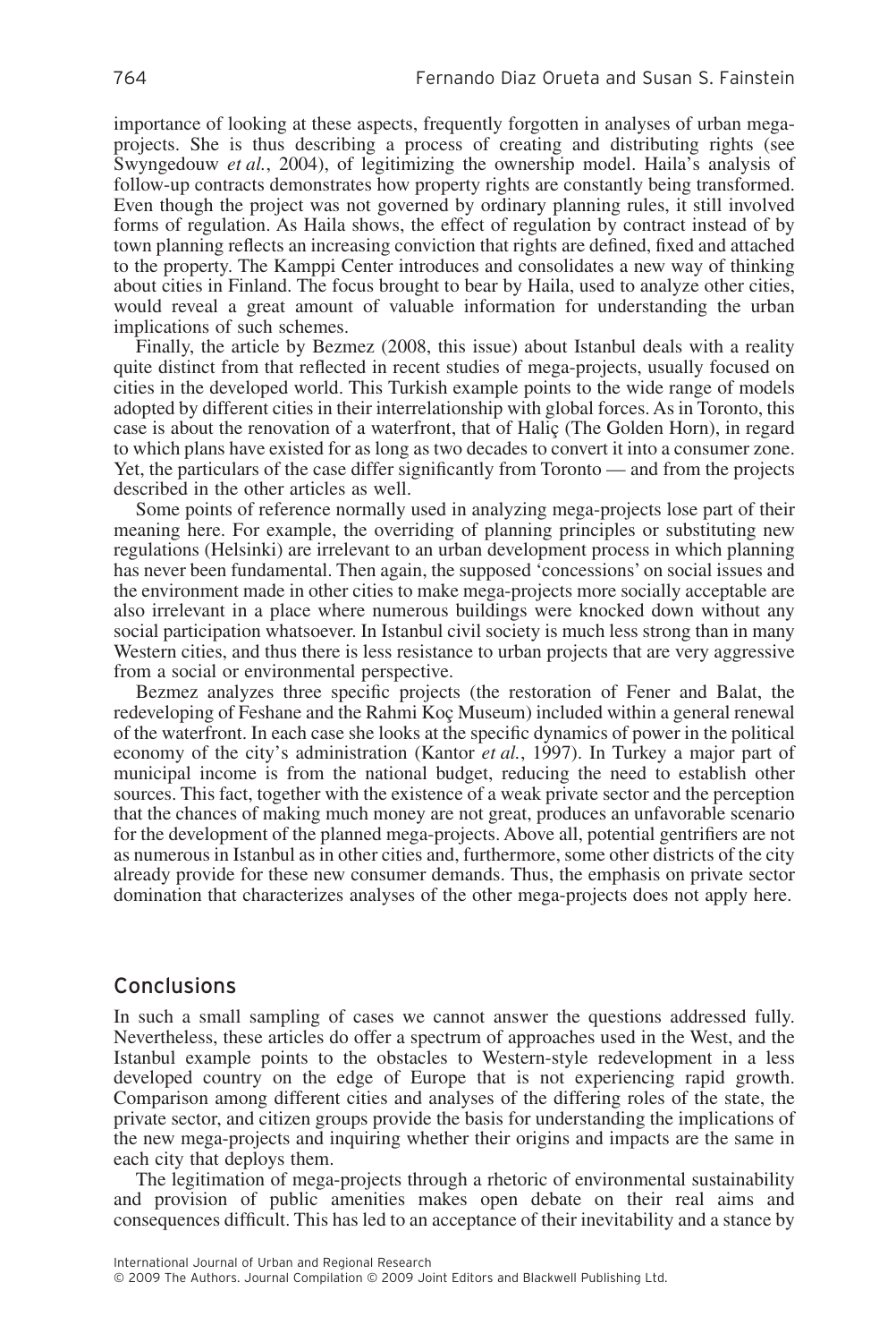importance of looking at these aspects, frequently forgotten in analyses of urban mega-projects. She is thus describing a process of creating and distributing rights (see Swyngedouw *et al.*, 2004), of legitimizing the ownership model. Haila's analysis of follow-up contracts demonstrates how property rights are constantly being transformed. Even though the project was not governed by ordinary planning rules, it still involved forms of regulation. As Haila shows, the effect of regulation by contract instead of by town planning reflects an increasing conviction that rights are defined, fixed and attached to the property. The Kamppi Center introduces and consolidates a new way of thinking about cities in Finland. The focus brought to bear by Haila, used to analyze other cities, would reveal a great amount of valuable information for understanding the urban implications of such schemes.

Finally, the article by Bezmez (2008, this issue) about Istanbul deals with a reality quite distinct from that reflected in recent studies of mega-projects, usually focused on cities in the developed world. This Turkish example points to the wide range of models adopted by different cities in their interrelationship with global forces. As in Toronto, this case is about the renovation of a waterfront, that of Haliç (The Golden Horn), in regard to which plans have existed for as long as two decades to convert it into a consumer zone. Yet, the particulars of the case differ significantly from Toronto — and from the projects described in the other articles as well.

Some points of reference normally used in analyzing mega-projects lose part of their meaning here. For example, the overriding of planning principles or substituting new regulations (Helsinki) are irrelevant to an urban development process in which planning has never been fundamental. Then again, the supposed 'concessions' on social issues and the environment made in other cities to make mega-projects more socially acceptable are also irrelevant in a place where numerous buildings were knocked down without any social participation whatsoever. In Istanbul civil society is much less strong than in many Western cities, and thus there is less resistance to urban projects that are very aggressive from a social or environmental perspective.

Bezmez analyzes three specific projects (the restoration of Fener and Balat, the redeveloping of Feshane and the Rahmi Koç Museum) included within a general renewal of the waterfront. In each case she looks at the specific dynamics of power in the political economy of the city's administration (Kantor *et al.*, 1997). In Turkey a major part of municipal income is from the national budget, reducing the need to establish other sources. This fact, together with the existence of a weak private sector and the perception that the chances of making much money are not great, produces an unfavorable scenario for the development of the planned mega-projects. Above all, potential gentrifiers are not as numerous in Istanbul as in other cities and, furthermore, some other districts of the city already provide for these new consumer demands. Thus, the emphasis on private sector domination that characterizes analyses of the other mega-projects does not apply here.

## Conclusions

In such a small sampling of cases we cannot answer the questions addressed fully. Nevertheless, these articles do offer a spectrum of approaches used in the West, and the Istanbul example points to the obstacles to Western-style redevelopment in a less developed country on the edge of Europe that is not experiencing rapid growth. Comparison among different cities and analyses of the differing roles of the state, the private sector, and citizen groups provide the basis for understanding the implications of the new mega-projects and inquiring whether their origins and impacts are the same in each city that deploys them.

The legitimation of mega-projects through a rhetoric of environmental sustainability and provision of public amenities makes open debate on their real aims and consequences difficult. This has led to an acceptance of their inevitability and a stance by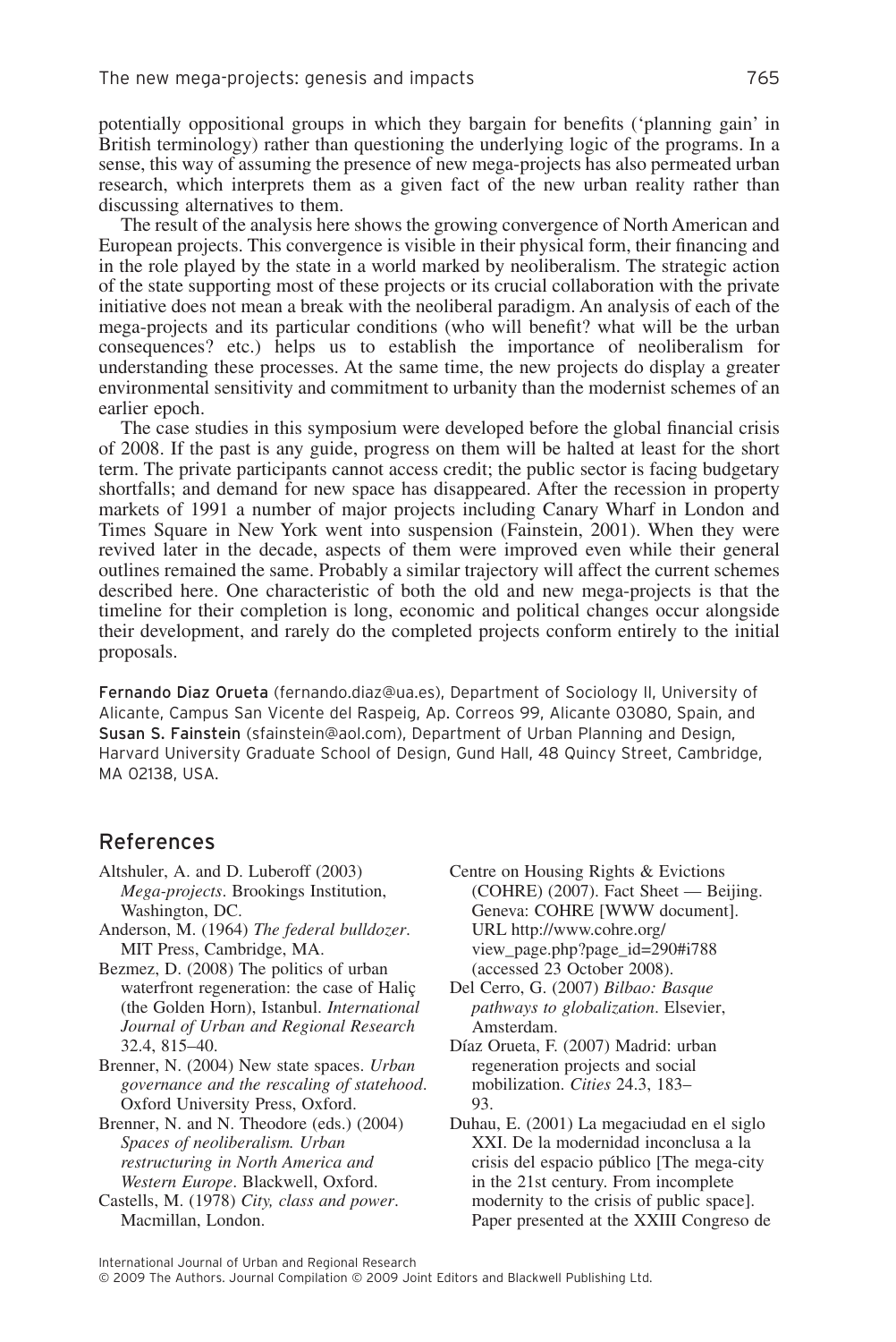potentially oppositional groups in which they bargain for benefits ('planning gain' in British terminology) rather than questioning the underlying logic of the programs. In a sense, this way of assuming the presence of new mega-projects has also permeated urban research, which interprets them as a given fact of the new urban reality rather than discussing alternatives to them.

The result of the analysis here shows the growing convergence of North American and European projects. This convergence is visible in their physical form, their financing and in the role played by the state in a world marked by neoliberalism. The strategic action of the state supporting most of these projects or its crucial collaboration with the private initiative does not mean a break with the neoliberal paradigm. An analysis of each of the mega-projects and its particular conditions (who will benefit? what will be the urban consequences? etc.) helps us to establish the importance of neoliberalism for understanding these processes. At the same time, the new projects do display a greater environmental sensitivity and commitment to urbanity than the modernist schemes of an earlier epoch.

The case studies in this symposium were developed before the global financial crisis of 2008. If the past is any guide, progress on them will be halted at least for the short term. The private participants cannot access credit; the public sector is facing budgetary shortfalls; and demand for new space has disappeared. After the recession in property markets of 1991 a number of major projects including Canary Wharf in London and Times Square in New York went into suspension (Fainstein, 2001). When they were revived later in the decade, aspects of them were improved even while their general outlines remained the same. Probably a similar trajectory will affect the current schemes described here. One characteristic of both the old and new mega-projects is that the timeline for their completion is long, economic and political changes occur alongside their development, and rarely do the completed projects conform entirely to the initial proposals.

**Fernando Diaz Orueta** (fernando.diaz@ua.es), Department of Sociology II, University of Alicante, Campus San Vicente del Raspeig, Ap. Correos 99, Alicante 03080, Spain, and **Susan S. Fainstein** (sfainstein@aol.com), Department of Urban Planning and Design, Harvard University Graduate School of Design, Gund Hall, 48 Quincy Street, Cambridge, MA 02138, USA.

## References

Altshuler, A. and D. Luberoff (2003) *Mega-projects*. Brookings Institution, Washington, DC.

Anderson, M. (1964) *The federal bulldozer*. MIT Press, Cambridge, MA.

Bezmez, D. (2008) The politics of urban waterfront regeneration: the case of Haliç (the Golden Horn), Istanbul. *International Journal of Urban and Regional Research* 32.4, 815–40.

Brenner, N. (2004) New state spaces. *Urban governance and the rescaling of statehood*. Oxford University Press, Oxford.

Brenner, N. and N. Theodore (eds.) (2004) *Spaces of neoliberalism. Urban restructuring in North America and Western Europe*. Blackwell, Oxford.

Castells, M. (1978) *City, class and power*. Macmillan, London.

Centre on Housing Rights & Evictions (COHRE) (2007). Fact Sheet — Beijing. Geneva: COHRE [WWW document]. URL http://www.cohre.org/view_page.php?page_id=290#i788 (accessed 23 October 2008).

Del Cerro, G. (2007) *Bilbao: Basque pathways to globalization*. Elsevier, Amsterdam.

Díaz Orueta, F. (2007) Madrid: urban regeneration projects and social mobilization. *Cities* 24.3, 183–93.

Duhau, E. (2001) La megaciudad en el siglo XXI. De la modernidad inconclusa a la crisis del espacio público [The mega-city in the 21st century. From incomplete modernity to the crisis of public space]. Paper presented at the XXIII Congreso de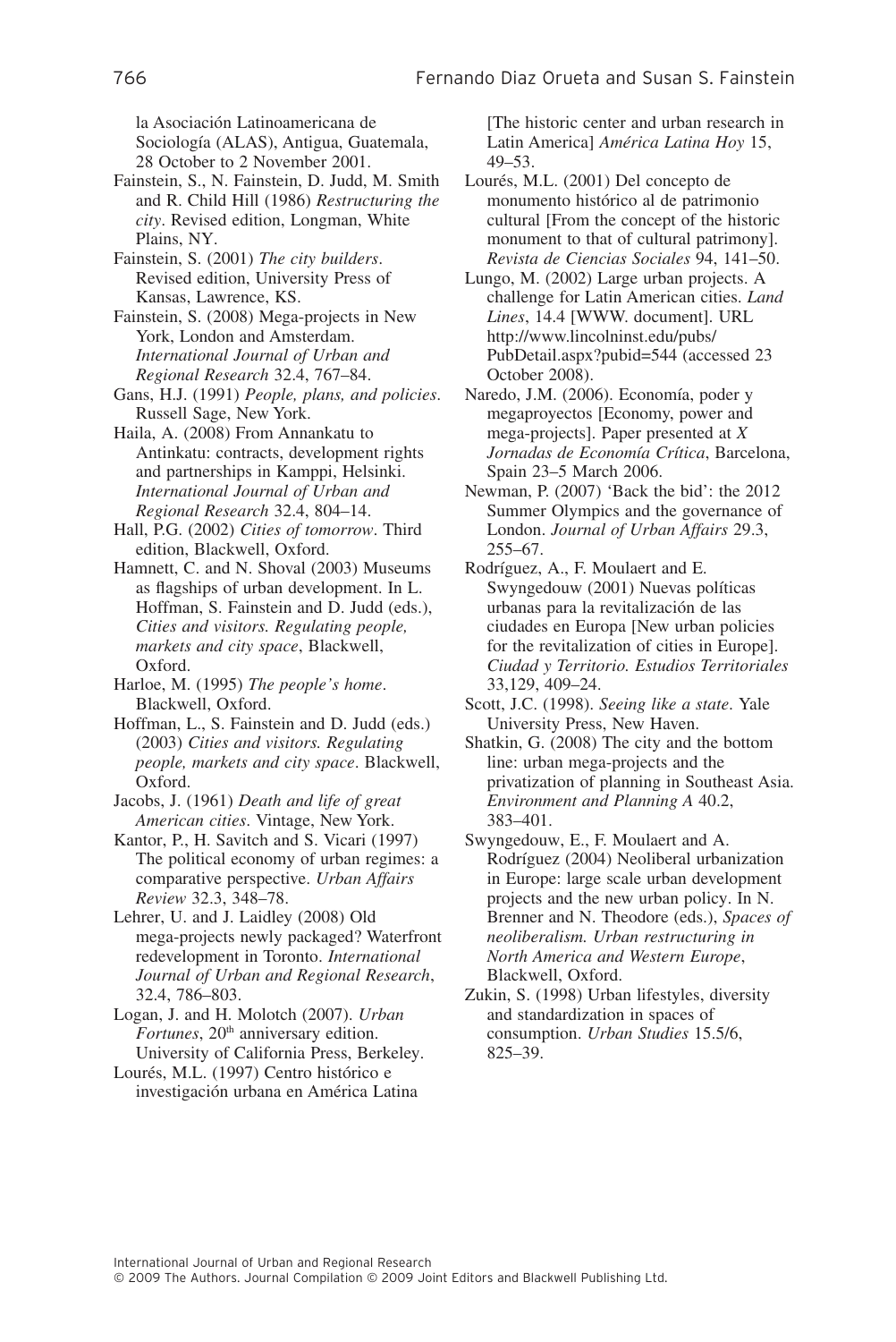la Asociación Latinoamericana de Sociología (ALAS), Antigua, Guatemala, 28 October to 2 November 2001.

Fainstein, S., N. Fainstein, D. Judd, M. Smith and R. Child Hill (1986) *Restructuring the city*. Revised edition, Longman, White Plains, NY.

Fainstein, S. (2001) *The city builders*. Revised edition, University Press of Kansas, Lawrence, KS.

Fainstein, S. (2008) Mega-projects in New York, London and Amsterdam. *International Journal of Urban and Regional Research* 32.4, 767–84.

Gans, H.J. (1991) *People, plans, and policies*. Russell Sage, New York.

Haila, A. (2008) From Annankatu to Antinkatu: contracts, development rights and partnerships in Kamppi, Helsinki. *International Journal of Urban and Regional Research* 32.4, 804–14.

Hall, P.G. (2002) *Cities of tomorrow*. Third edition, Blackwell, Oxford.

Hamnett, C. and N. Shoval (2003) Museums as flagships of urban development. In L. Hoffman, S. Fainstein and D. Judd (eds.), *Cities and visitors. Regulating people, markets and city space*, Blackwell, Oxford.

Harloe, M. (1995) *The people's home*. Blackwell, Oxford.

Hoffman, L., S. Fainstein and D. Judd (eds.) (2003) *Cities and visitors. Regulating people, markets and city space*. Blackwell, Oxford.

Jacobs, J. (1961) *Death and life of great American cities*. Vintage, New York.

Kantor, P., H. Savitch and S. Vicari (1997) The political economy of urban regimes: a comparative perspective. *Urban Affairs Review* 32.3, 348–78.

Lehrer, U. and J. Laidley (2008) Old mega-projects newly packaged? Waterfront redevelopment in Toronto. *International Journal of Urban and Regional Research*, 32.4, 786–803.

Logan, J. and H. Molotch (2007). *Urban Fortunes*, 20th anniversary edition. University of California Press, Berkeley.

Lourés, M.L. (1997) Centro histórico e investigación urbana en América Latina [The historic center and urban research in Latin America] *América Latina Hoy* 15, 49–53.

Lourés, M.L. (2001) Del concepto de monumento histórico al de patrimonio cultural [From the concept of the historic monument to that of cultural patrimony]. *Revista de Ciencias Sociales* 94, 141–50.

Lungo, M. (2002) Large urban projects. A challenge for Latin American cities. *Land Lines*, 14.4 [WWW. document]. URL http://www.lincolninst.edu/pubs/PubDetail.aspx?pubid=544 (accessed 23 October 2008).

Naredo, J.M. (2006). Economía, poder y megaproyectos [Economy, power and mega-projects]. Paper presented at *X Jornadas de Economía Crítica*, Barcelona, Spain 23–5 March 2006.

Newman, P. (2007) 'Back the bid': the 2012 Summer Olympics and the governance of London. *Journal of Urban Affairs* 29.3, 255–67.

Rodríguez, A., F. Moulaert and E. Swyngedouw (2001) Nuevas políticas urbanas para la revitalización de las ciudades en Europa [New urban policies for the revitalization of cities in Europe]. *Ciudad y Territorio. Estudios Territoriales* 33,129, 409–24.

Scott, J.C. (1998). *Seeing like a state*. Yale University Press, New Haven.

Shatkin, G. (2008) The city and the bottom line: urban mega-projects and the privatization of planning in Southeast Asia. *Environment and Planning A* 40.2, 383–401.

Swyngedouw, E., F. Moulaert and A. Rodríguez (2004) Neoliberal urbanization in Europe: large scale urban development projects and the new urban policy. In N. Brenner and N. Theodore (eds.), *Spaces of neoliberalism. Urban restructuring in North America and Western Europe*, Blackwell, Oxford.

Zukin, S. (1998) Urban lifestyles, diversity and standardization in spaces of consumption. *Urban Studies* 15.5/6, 825–39.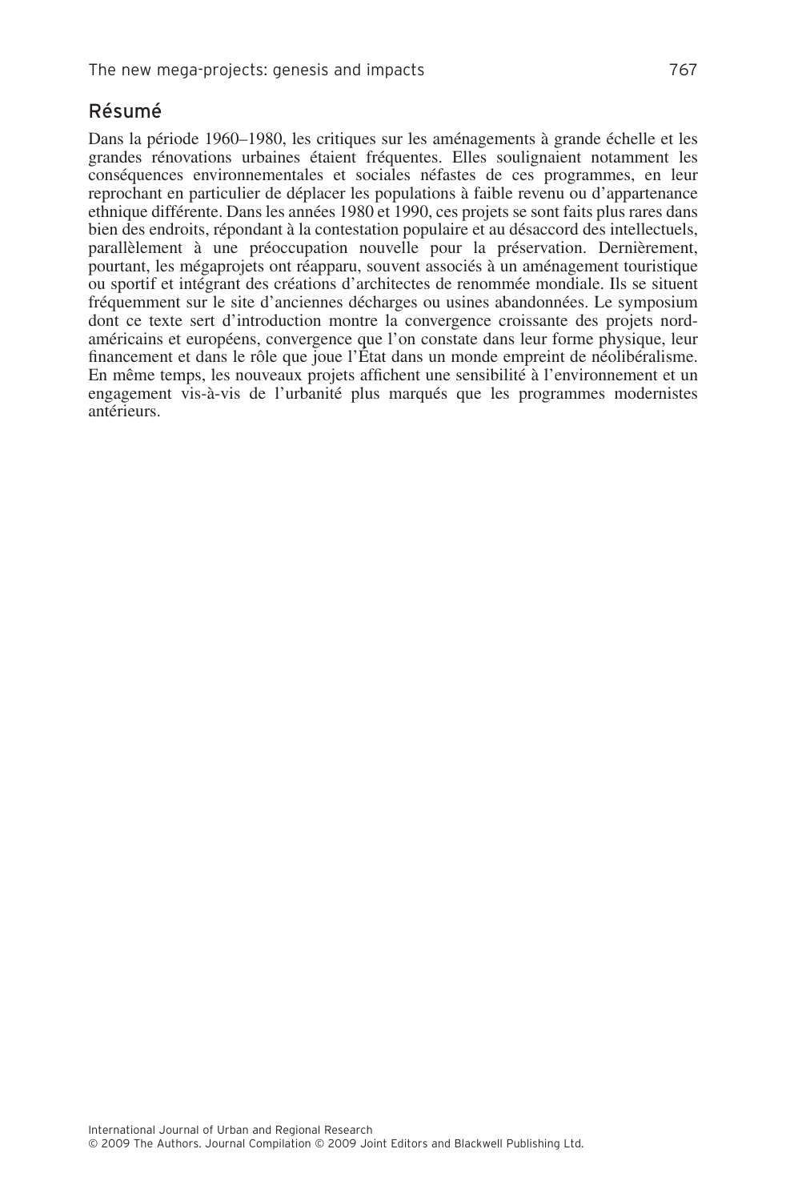## Résumé

Dans la période 1960–1980, les critiques sur les aménagements à grande échelle et les grandes rénovations urbaines étaient fréquentes. Elles soulignaient notamment les conséquences environnementales et sociales néfastes de ces programmes, en leur reprochant en particulier de déplacer les populations à faible revenu ou d'appartenance ethnique différente. Dans les années 1980 et 1990, ces projets se sont faits plus rares dans bien des endroits, répondant à la contestation populaire et au désaccord des intellectuels, parallèlement à une préoccupation nouvelle pour la préservation. Dernièrement, pourtant, les mégaprojets ont réapparu, souvent associés à un aménagement touristique ou sportif et intégrant des créations d'architectes de renommée mondiale. Ils se situent fréquemment sur le site d'anciennes décharges ou usines abandonnées. Le symposium dont ce texte sert d'introduction montre la convergence croissante des projets nord-américains et européens, convergence que l'on constate dans leur forme physique, leur financement et dans le rôle que joue l'État dans un monde empreint de néolibéralisme. En même temps, les nouveaux projets affichent une sensibilité à l'environnement et un engagement vis-à-vis de l'urbanité plus marqués que les programmes modernistes antérieurs.